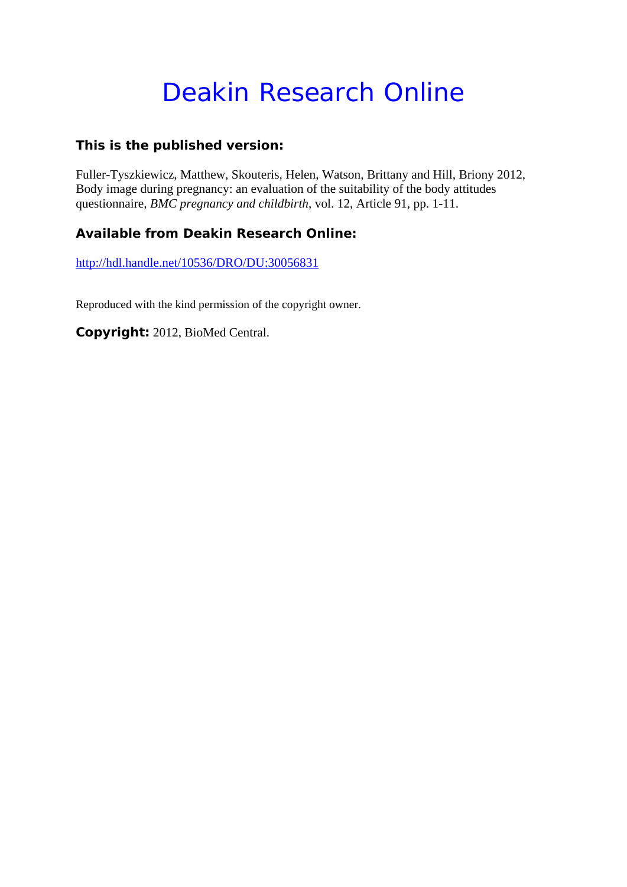# Deakin Research Online

**This is the published version:**

Fuller-Tyszkiewicz, Matthew, Skouteris, Helen, Watson, Brittany and Hill, Briony 2012, Body image during pregnancy: an evaluation of the suitability of the body attitudes questionnaire, *BMC pregnancy and childbirth*, vol. 12, Article 91, pp. 1-11.

**Available from Deakin Research Online:**

http://hdl.handle.net/10536/DRO/DU:30056831

Reproduced with the kind permission of the copyright owner.

**Copyright:** 2012, BioMed Central.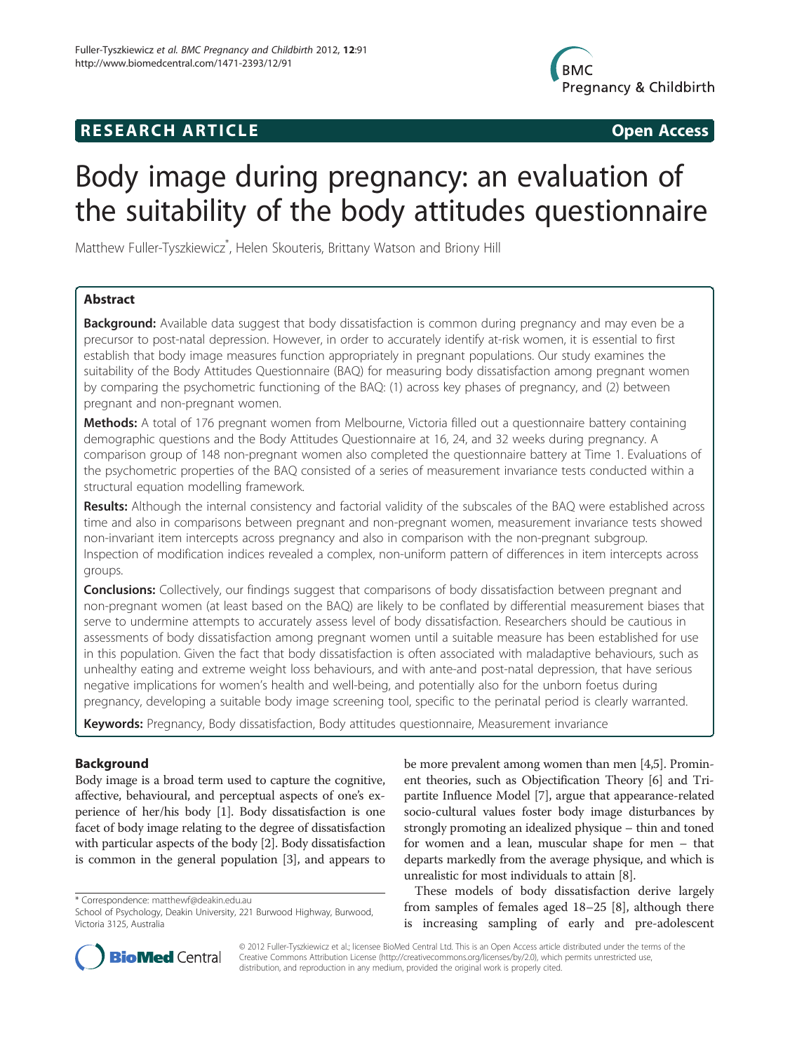# Body image during pregnancy: an evaluation of the suitability of the body attitudes questionnaire

Matthew Fuller-Tyszkiewicz*, Helen Skouteris, Brittany Watson and Briony Hill

## Abstract

**Background:** Available data suggest that body dissatisfaction is common during pregnancy and may even be a precursor to post-natal depression. However, in order to accurately identify at-risk women, it is essential to first establish that body image measures function appropriately in pregnant populations. Our study examines the suitability of the Body Attitudes Questionnaire (BAQ) for measuring body dissatisfaction among pregnant women by comparing the psychometric functioning of the BAQ: (1) across key phases of pregnancy, and (2) between pregnant and non-pregnant women.

**Methods:** A total of 176 pregnant women from Melbourne, Victoria filled out a questionnaire battery containing demographic questions and the Body Attitudes Questionnaire at 16, 24, and 32 weeks during pregnancy. A comparison group of 148 non-pregnant women also completed the questionnaire battery at Time 1. Evaluations of the psychometric properties of the BAQ consisted of a series of measurement invariance tests conducted within a structural equation modelling framework.

**Results:** Although the internal consistency and factorial validity of the subscales of the BAQ were established across time and also in comparisons between pregnant and non-pregnant women, measurement invariance tests showed non-invariant item intercepts across pregnancy and also in comparison with the non-pregnant subgroup. Inspection of modification indices revealed a complex, non-uniform pattern of differences in item intercepts across groups.

**Conclusions:** Collectively, our findings suggest that comparisons of body dissatisfaction between pregnant and non-pregnant women (at least based on the BAQ) are likely to be conflated by differential measurement biases that serve to undermine attempts to accurately assess level of body dissatisfaction. Researchers should be cautious in assessments of body dissatisfaction among pregnant women until a suitable measure has been established for use in this population. Given the fact that body dissatisfaction is often associated with maladaptive behaviours, such as unhealthy eating and extreme weight loss behaviours, and with ante-and post-natal depression, that have serious negative implications for women's health and well-being, and potentially also for the unborn foetus during pregnancy, developing a suitable body image screening tool, specific to the perinatal period is clearly warranted.

**Keywords:** Pregnancy, Body dissatisfaction, Body attitudes questionnaire, Measurement invariance

## Background

Body image is a broad term used to capture the cognitive, affective, behavioural, and perceptual aspects of one's experience of her/his body [1]. Body dissatisfaction is one facet of body image relating to the degree of dissatisfaction with particular aspects of the body [2]. Body dissatisfaction is common in the general population [3], and appears to be more prevalent among women than men [4,5]. Prominent theories, such as Objectification Theory [6] and Tripartite Influence Model [7], argue that appearance-related socio-cultural values foster body image disturbances by strongly promoting an idealized physique – thin and toned for women and a lean, muscular shape for men – that departs markedly from the average physique, and which is unrealistic for most individuals to attain [8].

These models of body dissatisfaction derive largely from samples of females aged 18–25 [8], although there is increasing sampling of early and pre-adolescent

\* Correspondence: matthewf@deakin.edu.au
School of Psychology, Deakin University, 221 Burwood Highway, Burwood, Victoria 3125, Australia

© 2012 Fuller-Tyszkiewicz et al.; licensee BioMed Central Ltd. This is an Open Access article distributed under the terms of the Creative Commons Attribution License (http://creativecommons.org/licenses/by/2.0), which permits unrestricted use, distribution, and reproduction in any medium, provided the original work is properly cited.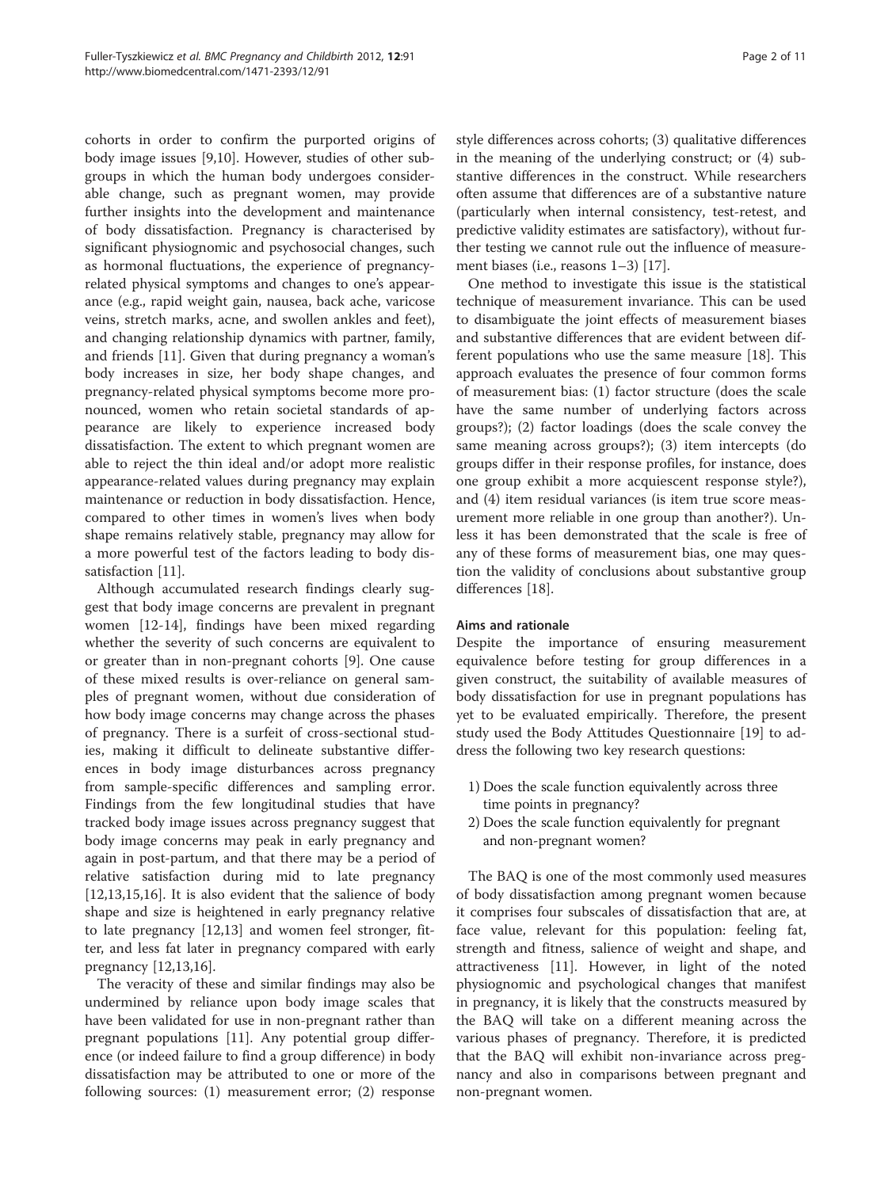cohorts in order to confirm the purported origins of body image issues [9,10]. However, studies of other subgroups in which the human body undergoes considerable change, such as pregnant women, may provide further insights into the development and maintenance of body dissatisfaction. Pregnancy is characterised by significant physiognomic and psychosocial changes, such as hormonal fluctuations, the experience of pregnancy-related physical symptoms and changes to one's appearance (e.g., rapid weight gain, nausea, back ache, varicose veins, stretch marks, acne, and swollen ankles and feet), and changing relationship dynamics with partner, family, and friends [11]. Given that during pregnancy a woman's body increases in size, her body shape changes, and pregnancy-related physical symptoms become more pronounced, women who retain societal standards of appearance are likely to experience increased body dissatisfaction. The extent to which pregnant women are able to reject the thin ideal and/or adopt more realistic appearance-related values during pregnancy may explain maintenance or reduction in body dissatisfaction. Hence, compared to other times in women's lives when body shape remains relatively stable, pregnancy may allow for a more powerful test of the factors leading to body dissatisfaction [11].

Although accumulated research findings clearly suggest that body image concerns are prevalent in pregnant women [12-14], findings have been mixed regarding whether the severity of such concerns are equivalent to or greater than in non-pregnant cohorts [9]. One cause of these mixed results is over-reliance on general samples of pregnant women, without due consideration of how body image concerns may change across the phases of pregnancy. There is a surfeit of cross-sectional studies, making it difficult to delineate substantive differences in body image disturbances across pregnancy from sample-specific differences and sampling error. Findings from the few longitudinal studies that have tracked body image issues across pregnancy suggest that body image concerns may peak in early pregnancy and again in post-partum, and that there may be a period of relative satisfaction during mid to late pregnancy [12,13,15,16]. It is also evident that the salience of body shape and size is heightened in early pregnancy relative to late pregnancy [12,13] and women feel stronger, fitter, and less fat later in pregnancy compared with early pregnancy [12,13,16].

The veracity of these and similar findings may also be undermined by reliance upon body image scales that have been validated for use in non-pregnant rather than pregnant populations [11]. Any potential group difference (or indeed failure to find a group difference) in body dissatisfaction may be attributed to one or more of the following sources: (1) measurement error; (2) response style differences across cohorts; (3) qualitative differences in the meaning of the underlying construct; or (4) substantive differences in the construct. While researchers often assume that differences are of a substantive nature (particularly when internal consistency, test-retest, and predictive validity estimates are satisfactory), without further testing we cannot rule out the influence of measurement biases (i.e., reasons 1–3) [17].

One method to investigate this issue is the statistical technique of measurement invariance. This can be used to disambiguate the joint effects of measurement biases and substantive differences that are evident between different populations who use the same measure [18]. This approach evaluates the presence of four common forms of measurement bias: (1) factor structure (does the scale have the same number of underlying factors across groups?); (2) factor loadings (does the scale convey the same meaning across groups?); (3) item intercepts (do groups differ in their response profiles, for instance, does one group exhibit a more acquiescent response style?), and (4) item residual variances (is item true score measurement more reliable in one group than another?). Unless it has been demonstrated that the scale is free of any of these forms of measurement bias, one may question the validity of conclusions about substantive group differences [18].

### Aims and rationale

Despite the importance of ensuring measurement equivalence before testing for group differences in a given construct, the suitability of available measures of body dissatisfaction for use in pregnant populations has yet to be evaluated empirically. Therefore, the present study used the Body Attitudes Questionnaire [19] to address the following two key research questions:

1) Does the scale function equivalently across three time points in pregnancy?
2) Does the scale function equivalently for pregnant and non-pregnant women?

The BAQ is one of the most commonly used measures of body dissatisfaction among pregnant women because it comprises four subscales of dissatisfaction that are, at face value, relevant for this population: feeling fat, strength and fitness, salience of weight and shape, and attractiveness [11]. However, in light of the noted physiognomic and psychological changes that manifest in pregnancy, it is likely that the constructs measured by the BAQ will take on a different meaning across the various phases of pregnancy. Therefore, it is predicted that the BAQ will exhibit non-invariance across pregnancy and also in comparisons between pregnant and non-pregnant women.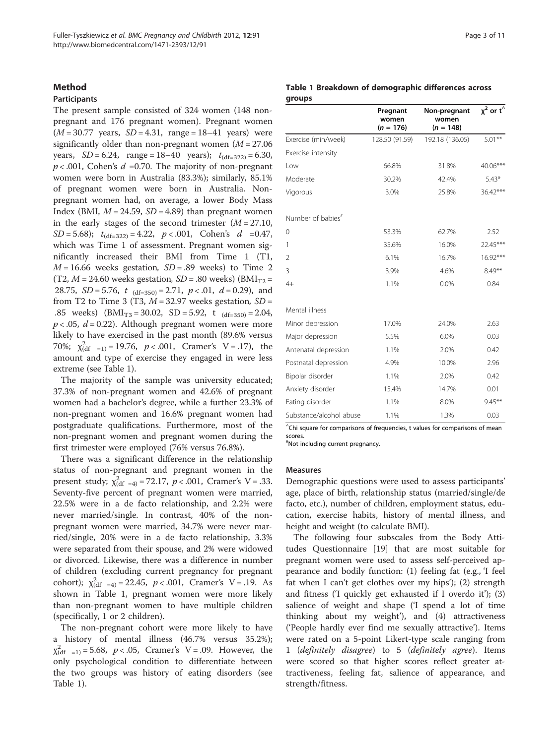## Method

### Participants

The present sample consisted of 324 women (148 non-pregnant and 176 pregnant women). Pregnant women ($M$ = 30.77 years, $SD$ = 4.31, range = 18–41 years) were significantly older than non-pregnant women ($M$ = 27.06 years, $SD$ = 6.24, range = 18–40 years); $t_{(df=322)} = 6.30$, $p < .001$, Cohen's $d$ =0.70. The majority of non-pregnant women were born in Australia (83.3%); similarly, 85.1% of pregnant women were born in Australia. Non-pregnant women had, on average, a lower Body Mass Index (BMI, $M$ = 24.59, $SD$ = 4.89) than pregnant women in the early stages of the second trimester ($M$ = 27.10, $SD$ = 5.68); $t_{(df=322)} = 4.22$, $p < .001$, Cohen's $d$ =0.47, which was Time 1 of assessment. Pregnant women significantly increased their BMI from Time 1 (T1, $M$ = 16.66 weeks gestation, $SD$ = .89 weeks) to Time 2 (T2, $M$ = 24.60 weeks gestation, $SD$ = .80 weeks) ($BMI_{T2}$ = 28.75, $SD$ = 5.76, $t_{(df=350)} = 2.71$, $p < .01$, $d$ = 0.29), and from T2 to Time 3 (T3, $M$ = 32.97 weeks gestation, $SD$ = .85 weeks) ($BMI_{T3}$ = 30.02, SD = 5.92, $t_{(df=350)} = 2.04$, $p < .05$, $d$ = 0.22). Although pregnant women were more likely to have exercised in the past month (89.6% versus 70%; $\chi^2_{(df=1)} = 19.76$, $p < .001$, Cramer's V = .17), the amount and type of exercise they engaged in were less extreme (see Table 1).

The majority of the sample was university educated; 37.3% of non-pregnant women and 42.6% of pregnant women had a bachelor's degree, while a further 23.3% of non-pregnant women and 16.6% pregnant women had postgraduate qualifications. Furthermore, most of the non-pregnant women and pregnant women during the first trimester were employed (76% versus 76.8%).

There was a significant difference in the relationship status of non-pregnant and pregnant women in the present study; $\chi^2_{(df=4)} = 72.17$, $p < .001$, Cramer's V = .33. Seventy-five percent of pregnant women were married, 22.5% were in a de facto relationship, and 2.2% were never married/single. In contrast, 40% of the non-pregnant women were married, 34.7% were never married/single, 20% were in a de facto relationship, 3.3% were separated from their spouse, and 2% were widowed or divorced. Likewise, there was a difference in number of children (excluding current pregnancy for pregnant cohort); $\chi^2_{(df=4)} = 22.45$, $p < .001$, Cramer's V = .19. As shown in Table 1, pregnant women were more likely than non-pregnant women to have multiple children (specifically, 1 or 2 children).

The non-pregnant cohort were more likely to have a history of mental illness (46.7% versus 35.2%); $\chi^2_{(df=1)} = 5.68$, $p < .05$, Cramer's V = .09. However, the only psychological condition to differentiate between the two groups was history of eating disorders (see Table 1).

**Table 1 Breakdown of demographic differences across groups**

| | Pregnant women ($n$ = 176) | Non-pregnant women ($n$ = 148) | $\chi^2$ or t^ |
|---|---|---|---|
| Exercise (min/week) | 128.50 (91.59) | 192.18 (136.05) | 5.01** |
| Exercise intensity | | | |
| Low | 66.8% | 31.8% | 40.06*** |
| Moderate | 30.2% | 42.4% | 5.43* |
| Vigorous | 3.0% | 25.8% | 36.42*** |
| Number of babies# | | | |
| 0 | 53.3% | 62.7% | 2.52 |
| 1 | 35.6% | 16.0% | 22.45*** |
| 2 | 6.1% | 16.7% | 16.92*** |
| 3 | 3.9% | 4.6% | 8.49** |
| 4+ | 1.1% | 0.0% | 0.84 |
| Mental illness | | | |
| Minor depression | 17.0% | 24.0% | 2.63 |
| Major depression | 5.5% | 6.0% | 0.03 |
| Antenatal depression | 1.1% | 2.0% | 0.42 |
| Postnatal depression | 4.9% | 10.0% | 2.96 |
| Bipolar disorder | 1.1% | 2.0% | 0.42 |
| Anxiety disorder | 15.4% | 14.7% | 0.01 |
| Eating disorder | 1.1% | 8.0% | 9.45** |
| Substance/alcohol abuse | 1.1% | 1.3% | 0.03 |

^Chi square for comparisons of frequencies, t values for comparisons of mean scores.
#Not including current pregnancy.

### Measures

Demographic questions were used to assess participants' age, place of birth, relationship status (married/single/de facto, etc.), number of children, employment status, education, exercise habits, history of mental illness, and height and weight (to calculate BMI).

The following four subscales from the Body Attitudes Questionnaire [19] that are most suitable for pregnant women were used to assess self-perceived appearance and bodily function: (1) feeling fat (e.g., 'I feel fat when I can't get clothes over my hips'); (2) strength and fitness ('I quickly get exhausted if I overdo it'); (3) salience of weight and shape ('I spend a lot of time thinking about my weight'), and (4) attractiveness ('People hardly ever find me sexually attractive'). Items were rated on a 5-point Likert-type scale ranging from 1 (*definitely disagree*) to 5 (*definitely agree*). Items were scored so that higher scores reflect greater attractiveness, feeling fat, salience of appearance, and strength/fitness.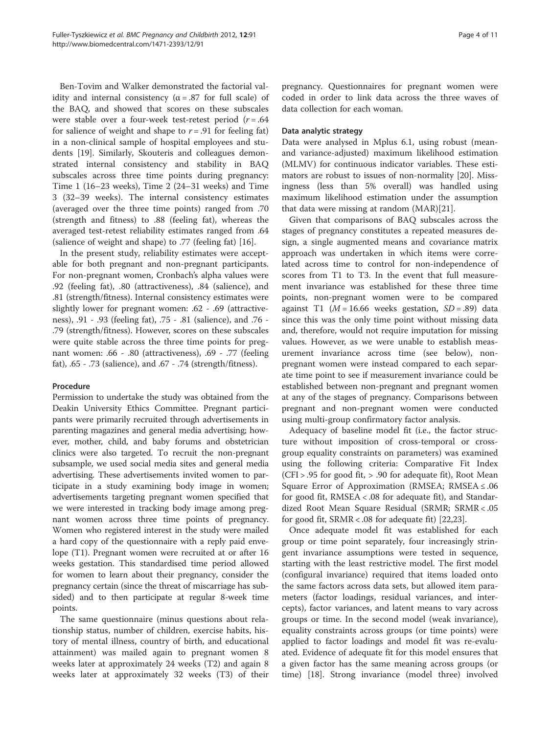Ben-Tovim and Walker demonstrated the factorial validity and internal consistency ($\alpha = .87$ for full scale) of the BAQ, and showed that scores on these subscales were stable over a four-week test-retest period ($r = .64$ for salience of weight and shape to $r = .91$ for feeling fat) in a non-clinical sample of hospital employees and students [19]. Similarly, Skouteris and colleagues demonstrated internal consistency and stability in BAQ subscales across three time points during pregnancy: Time 1 (16–23 weeks), Time 2 (24–31 weeks) and Time 3 (32–39 weeks). The internal consistency estimates (averaged over the three time points) ranged from .70 (strength and fitness) to .88 (feeling fat), whereas the averaged test-retest reliability estimates ranged from .64 (salience of weight and shape) to .77 (feeling fat) [16].

In the present study, reliability estimates were acceptable for both pregnant and non-pregnant participants. For non-pregnant women, Cronbach's alpha values were .92 (feeling fat), .80 (attractiveness), .84 (salience), and .81 (strength/fitness). Internal consistency estimates were slightly lower for pregnant women: .62 - .69 (attractiveness), .91 - .93 (feeling fat), .75 - .81 (salience), and .76 - .79 (strength/fitness). However, scores on these subscales were quite stable across the three time points for pregnant women: .66 - .80 (attractiveness), .69 - .77 (feeling fat), .65 - .73 (salience), and .67 - .74 (strength/fitness).

### Procedure

Permission to undertake the study was obtained from the Deakin University Ethics Committee. Pregnant participants were primarily recruited through advertisements in parenting magazines and general media advertising; however, mother, child, and baby forums and obstetrician clinics were also targeted. To recruit the non-pregnant subsample, we used social media sites and general media advertising. These advertisements invited women to participate in a study examining body image in women; advertisements targeting pregnant women specified that we were interested in tracking body image among pregnant women across three time points of pregnancy. Women who registered interest in the study were mailed a hard copy of the questionnaire with a reply paid envelope (T1). Pregnant women were recruited at or after 16 weeks gestation. This standardised time period allowed for women to learn about their pregnancy, consider the pregnancy certain (since the threat of miscarriage has subsided) and to then participate at regular 8-week time points.

The same questionnaire (minus questions about relationship status, number of children, exercise habits, history of mental illness, country of birth, and educational attainment) was mailed again to pregnant women 8 weeks later at approximately 24 weeks (T2) and again 8 weeks later at approximately 32 weeks (T3) of their pregnancy. Questionnaires for pregnant women were coded in order to link data across the three waves of data collection for each woman.

### Data analytic strategy

Data were analysed in Mplus 6.1, using robust (mean- and variance-adjusted) maximum likelihood estimation (MLMV) for continuous indicator variables. These estimators are robust to issues of non-normality [20]. Missingness (less than 5% overall) was handled using maximum likelihood estimation under the assumption that data were missing at random (MAR)[21].

Given that comparisons of BAQ subscales across the stages of pregnancy constitutes a repeated measures design, a single augmented means and covariance matrix approach was undertaken in which items were correlated across time to control for non-independence of scores from T1 to T3. In the event that full measurement invariance was established for these three time points, non-pregnant women were to be compared against T1 ($M = 16.66$ weeks gestation, $SD = .89$) data since this was the only time point without missing data and, therefore, would not require imputation for missing values. However, as we were unable to establish measurement invariance across time (see below), non-pregnant women were instead compared to each separate time point to see if measurement invariance could be established between non-pregnant and pregnant women at any of the stages of pregnancy. Comparisons between pregnant and non-pregnant women were conducted using multi-group confirmatory factor analysis.

Adequacy of baseline model fit (i.e., the factor structure without imposition of cross-temporal or cross-group equality constraints on parameters) was examined using the following criteria: Comparative Fit Index (CFI > .95 for good fit, > .90 for adequate fit), Root Mean Square Error of Approximation (RMSEA; RMSEA ≤ .06 for good fit, RMSEA < .08 for adequate fit), and Standardized Root Mean Square Residual (SRMR; SRMR < .05 for good fit, SRMR < .08 for adequate fit) [22,23].

Once adequate model fit was established for each group or time point separately, four increasingly stringent invariance assumptions were tested in sequence, starting with the least restrictive model. The first model (configural invariance) required that items loaded onto the same factors across data sets, but allowed item parameters (factor loadings, residual variances, and intercepts), factor variances, and latent means to vary across groups or time. In the second model (weak invariance), equality constraints across groups (or time points) were applied to factor loadings and model fit was re-evaluated. Evidence of adequate fit for this model ensures that a given factor has the same meaning across groups (or time) [18]. Strong invariance (model three) involved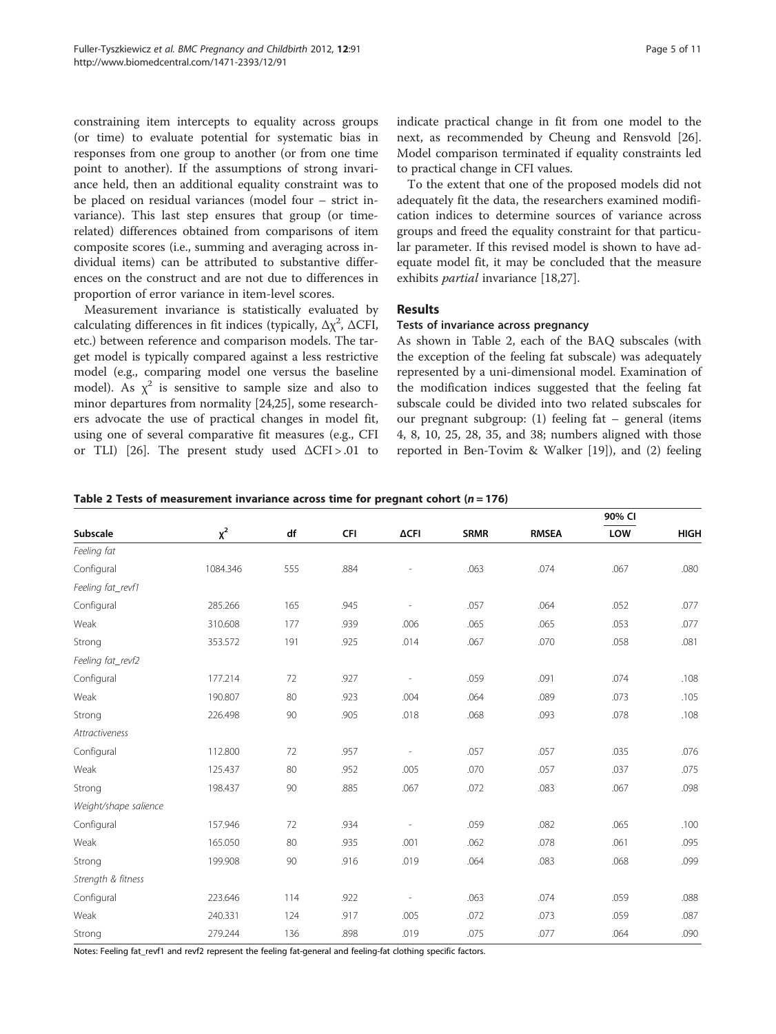constraining item intercepts to equality across groups (or time) to evaluate potential for systematic bias in responses from one group to another (or from one time point to another). If the assumptions of strong invariance held, then an additional equality constraint was to be placed on residual variances (model four – strict invariance). This last step ensures that group (or time-related) differences obtained from comparisons of item composite scores (i.e., summing and averaging across individual items) can be attributed to substantive differences on the construct and are not due to differences in proportion of error variance in item-level scores.

Measurement invariance is statistically evaluated by calculating differences in fit indices (typically, $\Delta\chi^2$, $\Delta$CFI, etc.) between reference and comparison models. The target model is typically compared against a less restrictive model (e.g., comparing model one versus the baseline model). As $\chi^2$ is sensitive to sample size and also to minor departures from normality [24,25], some researchers advocate the use of practical changes in model fit, using one of several comparative fit measures (e.g., CFI or TLI) [26]. The present study used $\Delta$CFI > .01 to indicate practical change in fit from one model to the next, as recommended by Cheung and Rensvold [26]. Model comparison terminated if equality constraints led to practical change in CFI values.

To the extent that one of the proposed models did not adequately fit the data, the researchers examined modification indices to determine sources of variance across groups and freed the equality constraint for that particular parameter. If this revised model is shown to have adequate model fit, it may be concluded that the measure exhibits *partial* invariance [18,27].

## Results

### Tests of invariance across pregnancy

As shown in Table 2, each of the BAQ subscales (with the exception of the feeling fat subscale) was adequately represented by a uni-dimensional model. Examination of the modification indices suggested that the feeling fat subscale could be divided into two related subscales for our pregnant subgroup: (1) feeling fat – general (items 4, 8, 10, 25, 28, 35, and 38; numbers aligned with those reported in Ben-Tovim & Walker [19]), and (2) feeling

**Table 2 Tests of measurement invariance across time for pregnant cohort ($n$ = 176)**

| Subscale | $\chi^2$ | df | CFI | ΔCFI | SRMR | RMSEA | 90% CI | |
|---|---|---|---|---|---|---|---|---|
| | | | | | | | LOW | HIGH |
| *Feeling fat* | | | | | | | | |
| Configural | 1084.346 | 555 | .884 | - | .063 | .074 | .067 | .080 |
| *Feeling fat_revf1* | | | | | | | | |
| Configural | 285.266 | 165 | .945 | - | .057 | .064 | .052 | .077 |
| Weak | 310.608 | 177 | .939 | .006 | .065 | .065 | .053 | .077 |
| Strong | 353.572 | 191 | .925 | .014 | .067 | .070 | .058 | .081 |
| *Feeling fat_revf2* | | | | | | | | |
| Configural | 177.214 | 72 | .927 | - | .059 | .091 | .074 | .108 |
| Weak | 190.807 | 80 | .923 | .004 | .064 | .089 | .073 | .105 |
| Strong | 226.498 | 90 | .905 | .018 | .068 | .093 | .078 | .108 |
| *Attractiveness* | | | | | | | | |
| Configural | 112.800 | 72 | .957 | - | .057 | .057 | .035 | .076 |
| Weak | 125.437 | 80 | .952 | .005 | .070 | .057 | .037 | .075 |
| Strong | 198.437 | 90 | .885 | .067 | .072 | .083 | .067 | .098 |
| *Weight/shape salience* | | | | | | | | |
| Configural | 157.946 | 72 | .934 | - | .059 | .082 | .065 | .100 |
| Weak | 165.050 | 80 | .935 | .001 | .062 | .078 | .061 | .095 |
| Strong | 199.908 | 90 | .916 | .019 | .064 | .083 | .068 | .099 |
| *Strength & fitness* | | | | | | | | |
| Configural | 223.646 | 114 | .922 | - | .063 | .074 | .059 | .088 |
| Weak | 240.331 | 124 | .917 | .005 | .072 | .073 | .059 | .087 |
| Strong | 279.244 | 136 | .898 | .019 | .075 | .077 | .064 | .090 |

Notes: Feeling fat_revf1 and revf2 represent the feeling fat-general and feeling-fat clothing specific factors.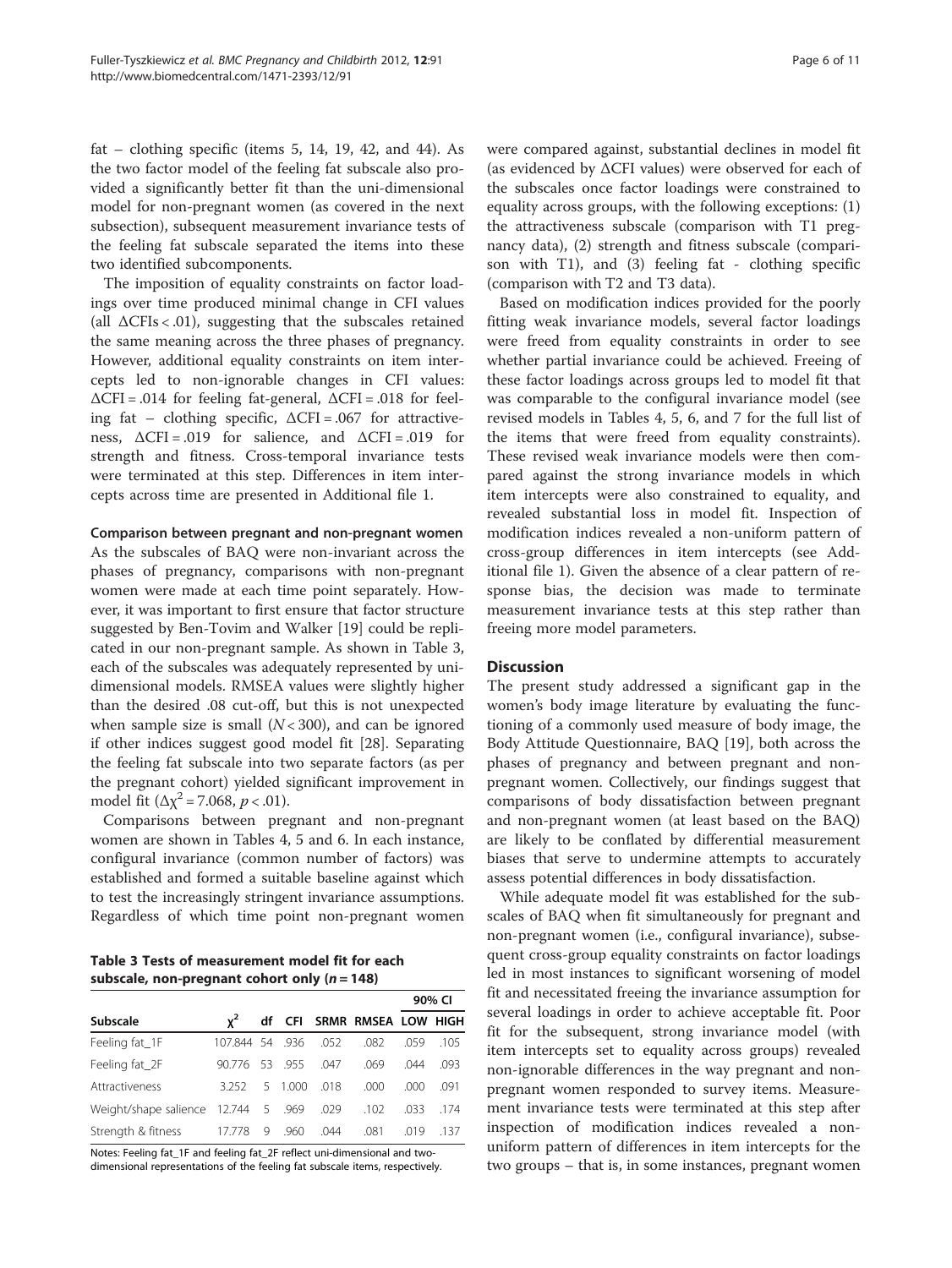fat – clothing specific (items 5, 14, 19, 42, and 44). As the two factor model of the feeling fat subscale also provided a significantly better fit than the uni-dimensional model for non-pregnant women (as covered in the next subsection), subsequent measurement invariance tests of the feeling fat subscale separated the items into these two identified subcomponents.

The imposition of equality constraints on factor loadings over time produced minimal change in CFI values (all ΔCFIs < .01), suggesting that the subscales retained the same meaning across the three phases of pregnancy. However, additional equality constraints on item intercepts led to non-ignorable changes in CFI values: ΔCFI = .014 for feeling fat-general, ΔCFI = .018 for feeling fat – clothing specific, ΔCFI = .067 for attractiveness, ΔCFI = .019 for salience, and ΔCFI = .019 for strength and fitness. Cross-temporal invariance tests were terminated at this step. Differences in item intercepts across time are presented in Additional file 1.

#### Comparison between pregnant and non-pregnant women

As the subscales of BAQ were non-invariant across the phases of pregnancy, comparisons with non-pregnant women were made at each time point separately. However, it was important to first ensure that factor structure suggested by Ben-Tovim and Walker [19] could be replicated in our non-pregnant sample. As shown in Table 3, each of the subscales was adequately represented by uni-dimensional models. RMSEA values were slightly higher than the desired .08 cut-off, but this is not unexpected when sample size is small ($N < 300$), and can be ignored if other indices suggest good model fit [28]. Separating the feeling fat subscale into two separate factors (as per the pregnant cohort) yielded significant improvement in model fit ($\Delta\chi^2 = 7.068$, $p < .01$).

Comparisons between pregnant and non-pregnant women are shown in Tables 4, 5 and 6. In each instance, configural invariance (common number of factors) was established and formed a suitable baseline against which to test the increasingly stringent invariance assumptions. Regardless of which time point non-pregnant women were compared against, substantial declines in model fit (as evidenced by ΔCFI values) were observed for each of the subscales once factor loadings were constrained to equality across groups, with the following exceptions: (1) the attractiveness subscale (comparison with T1 pregnancy data), (2) strength and fitness subscale (comparison with T1), and (3) feeling fat - clothing specific (comparison with T2 and T3 data).

**Table 3 Tests of measurement model fit for each subscale, non-pregnant cohort only ($n = 148$)**

| Subscale | $\chi^2$ | df | CFI | SRMR | RMSEA | 90% CI LOW | 90% CI HIGH |
|---|---|---|---|---|---|---|---|
| Feeling fat_1F | 107.844 | 54 | .936 | .052 | .082 | .059 | .105 |
| Feeling fat_2F | 90.776 | 53 | .955 | .047 | .069 | .044 | .093 |
| Attractiveness | 3.252 | 5 | 1.000 | .018 | .000 | .000 | .091 |
| Weight/shape salience | 12.744 | 5 | .969 | .029 | .102 | .033 | .174 |
| Strength & fitness | 17.778 | 9 | .960 | .044 | .081 | .019 | .137 |

Notes: Feeling fat_1F and feeling fat_2F reflect uni-dimensional and two-dimensional representations of the feeling fat subscale items, respectively.

Based on modification indices provided for the poorly fitting weak invariance models, several factor loadings were freed from equality constraints in order to see whether partial invariance could be achieved. Freeing of these factor loadings across groups led to model fit that was comparable to the configural invariance model (see revised models in Tables 4, 5, 6, and 7 for the full list of the items that were freed from equality constraints). These revised weak invariance models were then compared against the strong invariance models in which item intercepts were also constrained to equality, and revealed substantial loss in model fit. Inspection of modification indices revealed a non-uniform pattern of cross-group differences in item intercepts (see Additional file 1). Given the absence of a clear pattern of response bias, the decision was made to terminate measurement invariance tests at this step rather than freeing more model parameters.

## Discussion

The present study addressed a significant gap in the women's body image literature by evaluating the functioning of a commonly used measure of body image, the Body Attitude Questionnaire, BAQ [19], both across the phases of pregnancy and between pregnant and non-pregnant women. Collectively, our findings suggest that comparisons of body dissatisfaction between pregnant and non-pregnant women (at least based on the BAQ) are likely to be conflated by differential measurement biases that serve to undermine attempts to accurately assess potential differences in body dissatisfaction.

While adequate model fit was established for the subscales of BAQ when fit simultaneously for pregnant and non-pregnant women (i.e., configural invariance), subsequent cross-group equality constraints on factor loadings led in most instances to significant worsening of model fit and necessitated freeing the invariance assumption for several loadings in order to achieve acceptable fit. Poor fit for the subsequent, strong invariance model (with item intercepts set to equality across groups) revealed non-ignorable differences in the way pregnant and non-pregnant women responded to survey items. Measurement invariance tests were terminated at this step after inspection of modification indices revealed a non-uniform pattern of differences in item intercepts for the two groups – that is, in some instances, pregnant women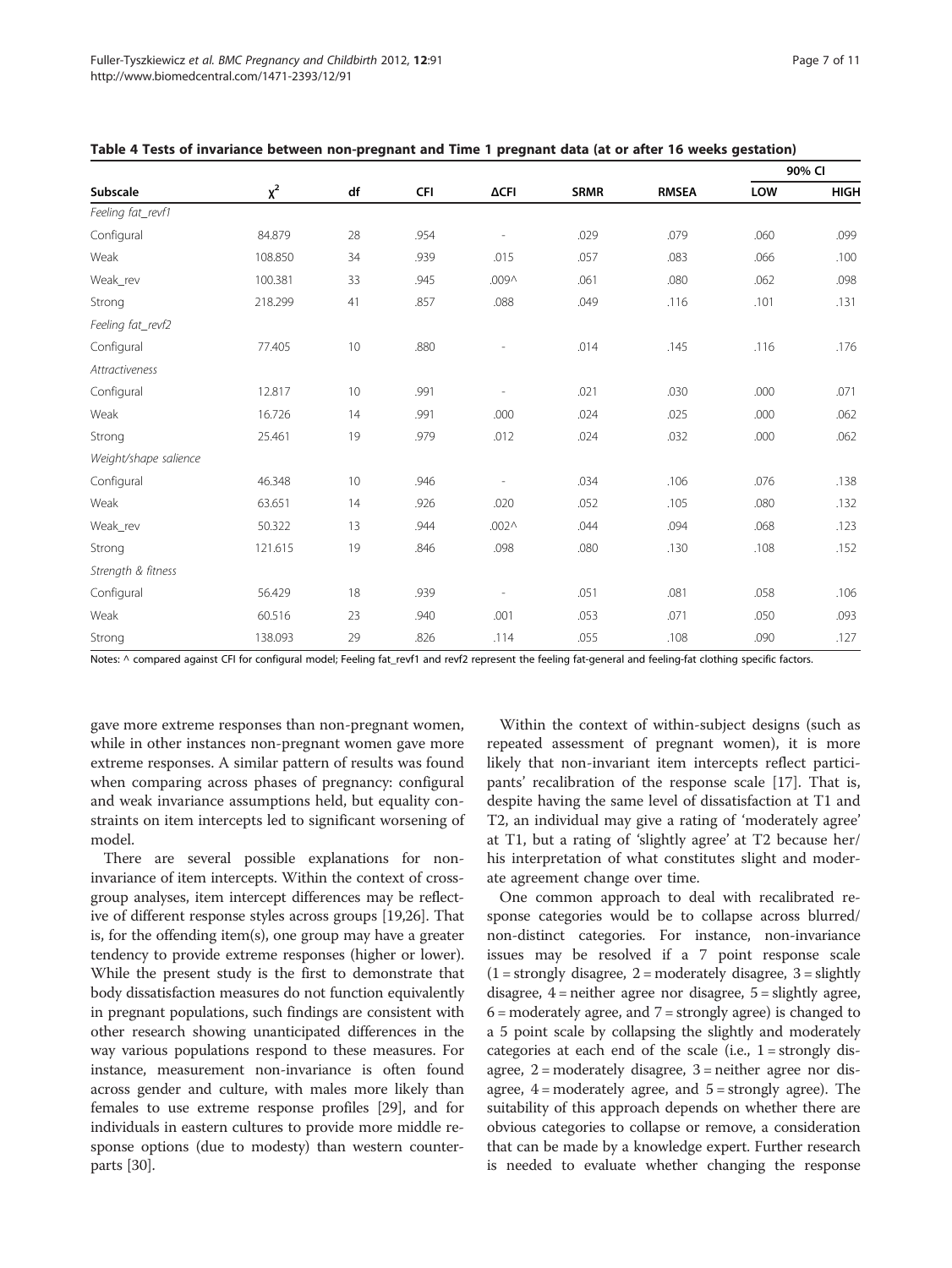**Table 4 Tests of invariance between non-pregnant and Time 1 pregnant data (at or after 16 weeks gestation)**

| Subscale | $\chi^2$ | df | CFI | ΔCFI | SRMR | RMSEA | 90% CI | |
|---|---|---|---|---|---|---|---|---|
| | | | | | | | LOW | HIGH |
| *Feeling fat_revf1* | | | | | | | | |
| Configural | 84.879 | 28 | .954 | - | .029 | .079 | .060 | .099 |
| Weak | 108.850 | 34 | .939 | .015 | .057 | .083 | .066 | .100 |
| Weak_rev | 100.381 | 33 | .945 | .009^ | .061 | .080 | .062 | .098 |
| Strong | 218.299 | 41 | .857 | .088 | .049 | .116 | .101 | .131 |
| *Feeling fat_revf2* | | | | | | | | |
| Configural | 77.405 | 10 | .880 | - | .014 | .145 | .116 | .176 |
| *Attractiveness* | | | | | | | | |
| Configural | 12.817 | 10 | .991 | - | .021 | .030 | .000 | .071 |
| Weak | 16.726 | 14 | .991 | .000 | .024 | .025 | .000 | .062 |
| Strong | 25.461 | 19 | .979 | .012 | .024 | .032 | .000 | .062 |
| *Weight/shape salience* | | | | | | | | |
| Configural | 46.348 | 10 | .946 | - | .034 | .106 | .076 | .138 |
| Weak | 63.651 | 14 | .926 | .020 | .052 | .105 | .080 | .132 |
| Weak_rev | 50.322 | 13 | .944 | .002^ | .044 | .094 | .068 | .123 |
| Strong | 121.615 | 19 | .846 | .098 | .080 | .130 | .108 | .152 |
| *Strength & fitness* | | | | | | | | |
| Configural | 56.429 | 18 | .939 | - | .051 | .081 | .058 | .106 |
| Weak | 60.516 | 23 | .940 | .001 | .053 | .071 | .050 | .093 |
| Strong | 138.093 | 29 | .826 | .114 | .055 | .108 | .090 | .127 |

Notes: ^ compared against CFI for configural model; Feeling fat_revf1 and revf2 represent the feeling fat-general and feeling-fat clothing specific factors.

gave more extreme responses than non-pregnant women, while in other instances non-pregnant women gave more extreme responses. A similar pattern of results was found when comparing across phases of pregnancy: configural and weak invariance assumptions held, but equality constraints on item intercepts led to significant worsening of model.

There are several possible explanations for non-invariance of item intercepts. Within the context of cross-group analyses, item intercept differences may be reflective of different response styles across groups [19,26]. That is, for the offending item(s), one group may have a greater tendency to provide extreme responses (higher or lower). While the present study is the first to demonstrate that body dissatisfaction measures do not function equivalently in pregnant populations, such findings are consistent with other research showing unanticipated differences in the way various populations respond to these measures. For instance, measurement non-invariance is often found across gender and culture, with males more likely than females to use extreme response profiles [29], and for individuals in eastern cultures to provide more middle response options (due to modesty) than western counterparts [30].

Within the context of within-subject designs (such as repeated assessment of pregnant women), it is more likely that non-invariant item intercepts reflect participants' recalibration of the response scale [17]. That is, despite having the same level of dissatisfaction at T1 and T2, an individual may give a rating of 'moderately agree' at T1, but a rating of 'slightly agree' at T2 because her/his interpretation of what constitutes slight and moderate agreement change over time.

One common approach to deal with recalibrated response categories would be to collapse across blurred/non-distinct categories. For instance, non-invariance issues may be resolved if a 7 point response scale (1 = strongly disagree, 2 = moderately disagree, 3 = slightly disagree, 4 = neither agree nor disagree, 5 = slightly agree, 6 = moderately agree, and 7 = strongly agree) is changed to a 5 point scale by collapsing the slightly and moderately categories at each end of the scale (i.e., 1 = strongly disagree, 2 = moderately disagree, 3 = neither agree nor disagree, 4 = moderately agree, and 5 = strongly agree). The suitability of this approach depends on whether there are obvious categories to collapse or remove, a consideration that can be made by a knowledge expert. Further research is needed to evaluate whether changing the response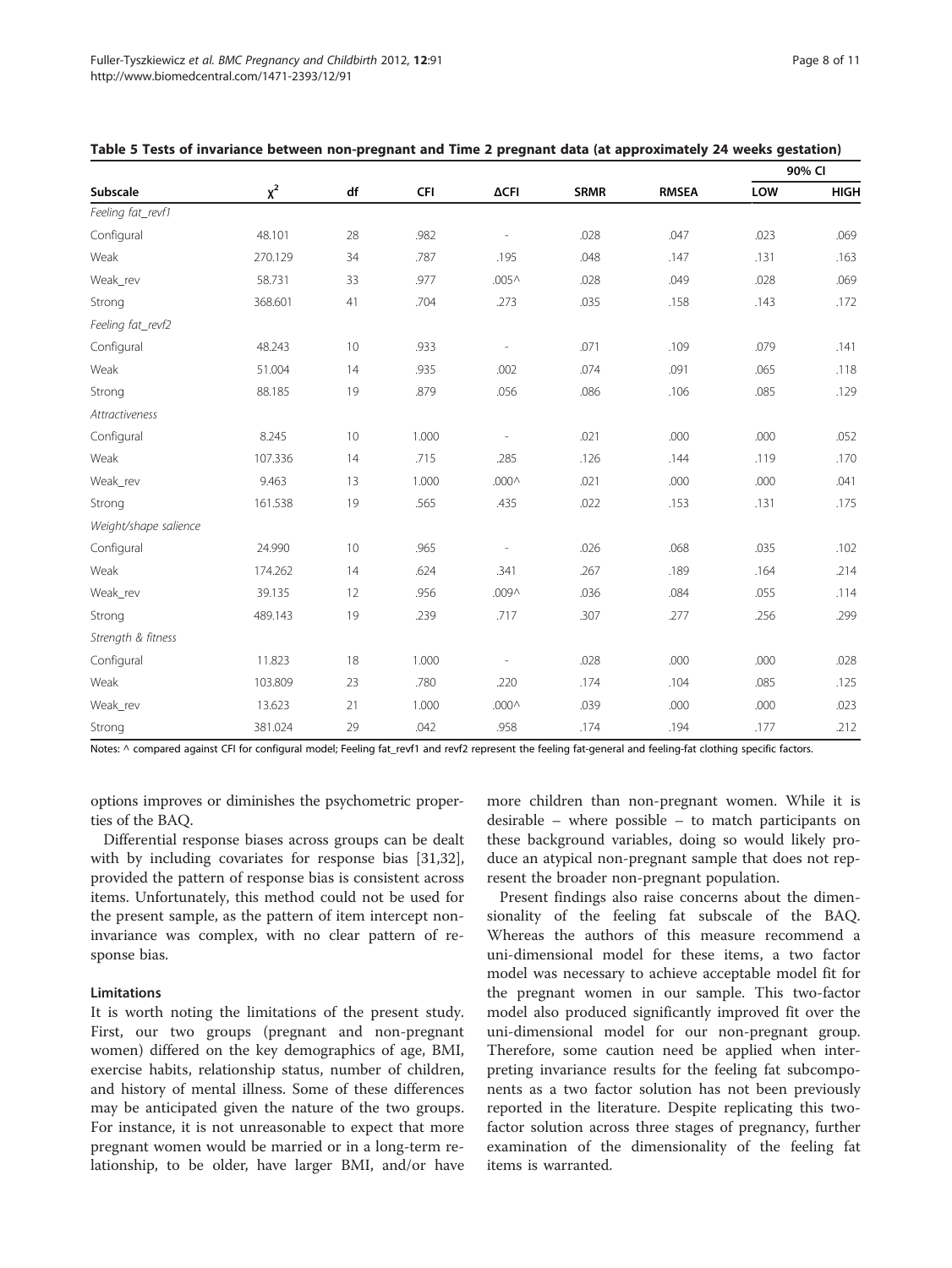**Table 5 Tests of invariance between non-pregnant and Time 2 pregnant data (at approximately 24 weeks gestation)**

| Subscale | $\chi^2$ | df | CFI | ΔCFI | SRMR | RMSEA | 90% CI | |
|---|---|---|---|---|---|---|---|---|
| | | | | | | | LOW | HIGH |
| *Feeling fat_revf1* | | | | | | | | |
| Configural | 48.101 | 28 | .982 | - | .028 | .047 | .023 | .069 |
| Weak | 270.129 | 34 | .787 | .195 | .048 | .147 | .131 | .163 |
| Weak_rev | 58.731 | 33 | .977 | .005^ | .028 | .049 | .028 | .069 |
| Strong | 368.601 | 41 | .704 | .273 | .035 | .158 | .143 | .172 |
| *Feeling fat_revf2* | | | | | | | | |
| Configural | 48.243 | 10 | .933 | - | .071 | .109 | .079 | .141 |
| Weak | 51.004 | 14 | .935 | .002 | .074 | .091 | .065 | .118 |
| Strong | 88.185 | 19 | .879 | .056 | .086 | .106 | .085 | .129 |
| *Attractiveness* | | | | | | | | |
| Configural | 8.245 | 10 | 1.000 | - | .021 | .000 | .000 | .052 |
| Weak | 107.336 | 14 | .715 | .285 | .126 | .144 | .119 | .170 |
| Weak_rev | 9.463 | 13 | 1.000 | .000^ | .021 | .000 | .000 | .041 |
| Strong | 161.538 | 19 | .565 | .435 | .022 | .153 | .131 | .175 |
| *Weight/shape salience* | | | | | | | | |
| Configural | 24.990 | 10 | .965 | - | .026 | .068 | .035 | .102 |
| Weak | 174.262 | 14 | .624 | .341 | .267 | .189 | .164 | .214 |
| Weak_rev | 39.135 | 12 | .956 | .009^ | .036 | .084 | .055 | .114 |
| Strong | 489.143 | 19 | .239 | .717 | .307 | .277 | .256 | .299 |
| *Strength & fitness* | | | | | | | | |
| Configural | 11.823 | 18 | 1.000 | - | .028 | .000 | .000 | .028 |
| Weak | 103.809 | 23 | .780 | .220 | .174 | .104 | .085 | .125 |
| Weak_rev | 13.623 | 21 | 1.000 | .000^ | .039 | .000 | .000 | .023 |
| Strong | 381.024 | 29 | .042 | .958 | .174 | .194 | .177 | .212 |

Notes: ^ compared against CFI for configural model; Feeling fat_revf1 and revf2 represent the feeling fat-general and feeling-fat clothing specific factors.

options improves or diminishes the psychometric properties of the BAQ.

Differential response biases across groups can be dealt with by including covariates for response bias [31,32], provided the pattern of response bias is consistent across items. Unfortunately, this method could not be used for the present sample, as the pattern of item intercept non-invariance was complex, with no clear pattern of response bias.

### Limitations

It is worth noting the limitations of the present study. First, our two groups (pregnant and non-pregnant women) differed on the key demographics of age, BMI, exercise habits, relationship status, number of children, and history of mental illness. Some of these differences may be anticipated given the nature of the two groups. For instance, it is not unreasonable to expect that more pregnant women would be married or in a long-term relationship, to be older, have larger BMI, and/or have more children than non-pregnant women. While it is desirable – where possible – to match participants on these background variables, doing so would likely produce an atypical non-pregnant sample that does not represent the broader non-pregnant population.

Present findings also raise concerns about the dimensionality of the feeling fat subscale of the BAQ. Whereas the authors of this measure recommend a uni-dimensional model for these items, a two factor model was necessary to achieve acceptable model fit for the pregnant women in our sample. This two-factor model also produced significantly improved fit over the uni-dimensional model for our non-pregnant group. Therefore, some caution need be applied when interpreting invariance results for the feeling fat subcomponents as a two factor solution has not been previously reported in the literature. Despite replicating this two-factor solution across three stages of pregnancy, further examination of the dimensionality of the feeling fat items is warranted.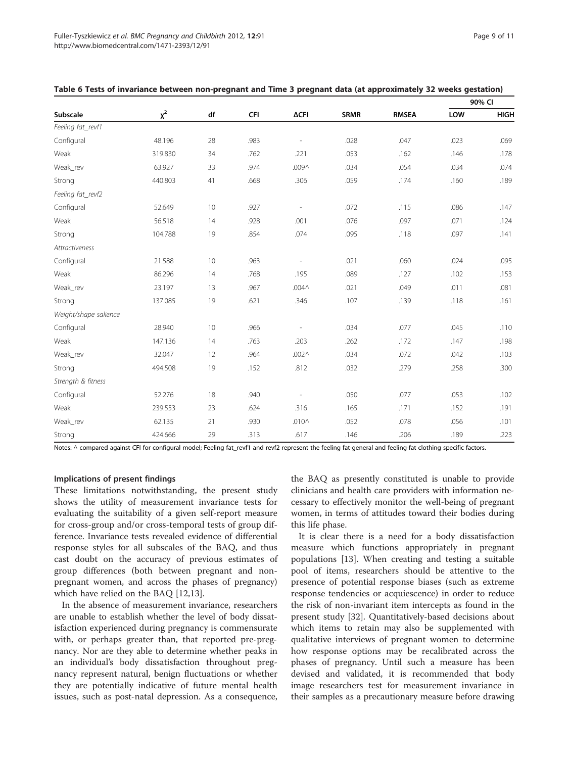**Table 6 Tests of invariance between non-pregnant and Time 3 pregnant data (at approximately 32 weeks gestation)**

| Subscale | $\chi^2$ | df | CFI | ΔCFI | SRMR | RMSEA | 90% CI LOW | 90% CI HIGH |
|---|---|---|---|---|---|---|---|---|
| *Feeling fat_revf1* | | | | | | | | |
| Configural | 48.196 | 28 | .983 | - | .028 | .047 | .023 | .069 |
| Weak | 319.830 | 34 | .762 | .221 | .053 | .162 | .146 | .178 |
| Weak_rev | 63.927 | 33 | .974 | .009^ | .034 | .054 | .034 | .074 |
| Strong | 440.803 | 41 | .668 | .306 | .059 | .174 | .160 | .189 |
| *Feeling fat_revf2* | | | | | | | | |
| Configural | 52.649 | 10 | .927 | - | .072 | .115 | .086 | .147 |
| Weak | 56.518 | 14 | .928 | .001 | .076 | .097 | .071 | .124 |
| Strong | 104.788 | 19 | .854 | .074 | .095 | .118 | .097 | .141 |
| *Attractiveness* | | | | | | | | |
| Configural | 21.588 | 10 | .963 | - | .021 | .060 | .024 | .095 |
| Weak | 86.296 | 14 | .768 | .195 | .089 | .127 | .102 | .153 |
| Weak_rev | 23.197 | 13 | .967 | .004^ | .021 | .049 | .011 | .081 |
| Strong | 137.085 | 19 | .621 | .346 | .107 | .139 | .118 | .161 |
| *Weight/shape salience* | | | | | | | | |
| Configural | 28.940 | 10 | .966 | - | .034 | .077 | .045 | .110 |
| Weak | 147.136 | 14 | .763 | .203 | .262 | .172 | .147 | .198 |
| Weak_rev | 32.047 | 12 | .964 | .002^ | .034 | .072 | .042 | .103 |
| Strong | 494.508 | 19 | .152 | .812 | .032 | .279 | .258 | .300 |
| *Strength & fitness* | | | | | | | | |
| Configural | 52.276 | 18 | .940 | - | .050 | .077 | .053 | .102 |
| Weak | 239.553 | 23 | .624 | .316 | .165 | .171 | .152 | .191 |
| Weak_rev | 62.135 | 21 | .930 | .010^ | .052 | .078 | .056 | .101 |
| Strong | 424.666 | 29 | .313 | .617 | .146 | .206 | .189 | .223 |

Notes: ^ compared against CFI for configural model; Feeling fat_revf1 and revf2 represent the feeling fat-general and feeling-fat clothing specific factors.

#### Implications of present findings

These limitations notwithstanding, the present study shows the utility of measurement invariance tests for evaluating the suitability of a given self-report measure for cross-group and/or cross-temporal tests of group difference. Invariance tests revealed evidence of differential response styles for all subscales of the BAQ, and thus cast doubt on the accuracy of previous estimates of group differences (both between pregnant and non-pregnant women, and across the phases of pregnancy) which have relied on the BAQ [12,13].

In the absence of measurement invariance, researchers are unable to establish whether the level of body dissatisfaction experienced during pregnancy is commensurate with, or perhaps greater than, that reported pre-pregnancy. Nor are they able to determine whether peaks in an individual's body dissatisfaction throughout pregnancy represent natural, benign fluctuations or whether they are potentially indicative of future mental health issues, such as post-natal depression. As a consequence, the BAQ as presently constituted is unable to provide clinicians and health care providers with information necessary to effectively monitor the well-being of pregnant women, in terms of attitudes toward their bodies during this life phase.

It is clear there is a need for a body dissatisfaction measure which functions appropriately in pregnant populations [13]. When creating and testing a suitable pool of items, researchers should be attentive to the presence of potential response biases (such as extreme response tendencies or acquiescence) in order to reduce the risk of non-invariant item intercepts as found in the present study [32]. Quantitatively-based decisions about which items to retain may also be supplemented with qualitative interviews of pregnant women to determine how response options may be recalibrated across the phases of pregnancy. Until such a measure has been devised and validated, it is recommended that body image researchers test for measurement invariance in their samples as a precautionary measure before drawing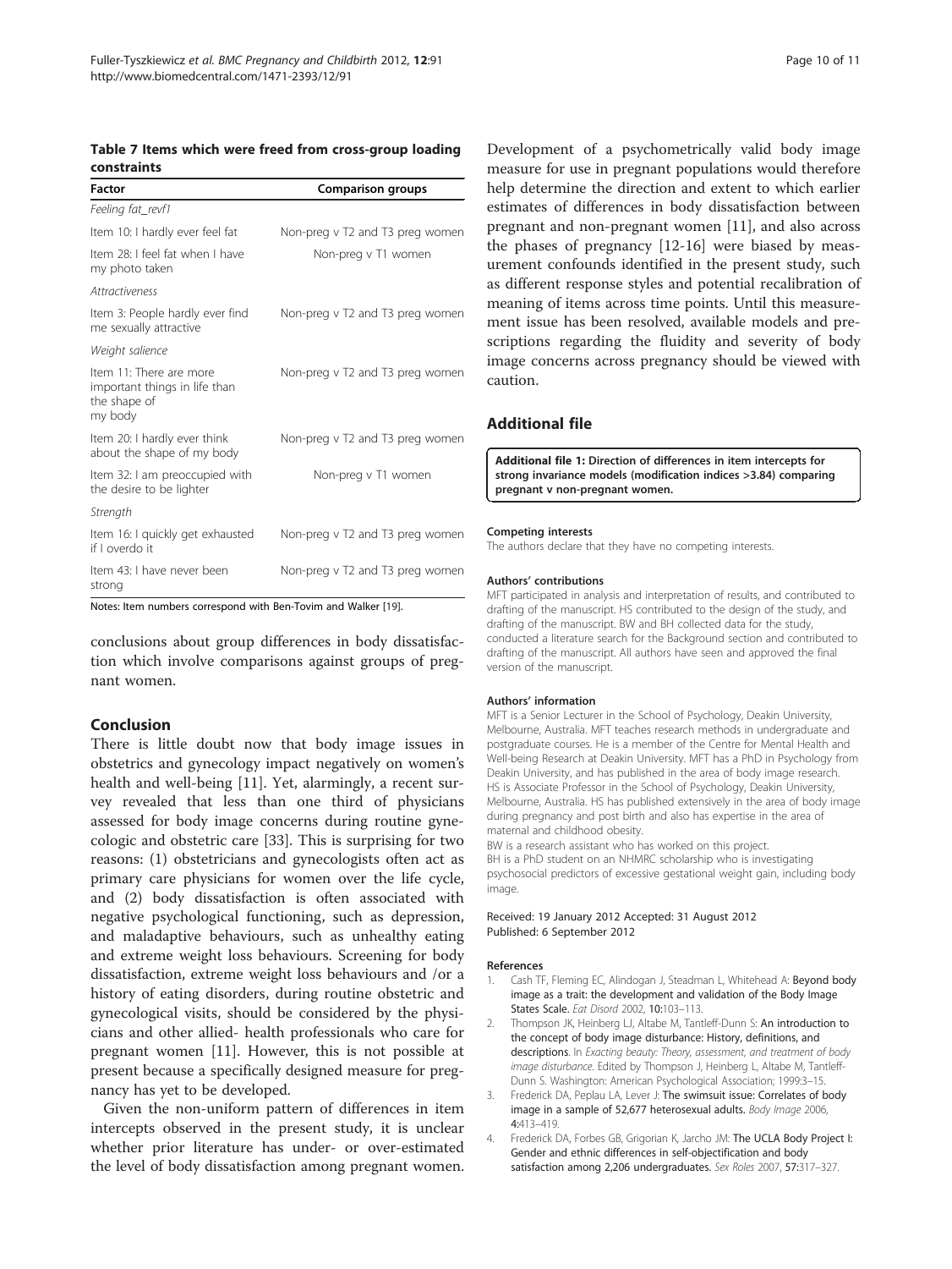**Table 7 Items which were freed from cross-group loading constraints**

| Factor | Comparison groups |
|---|---|
| *Feeling fat_revf1* | |
| Item 10: I hardly ever feel fat | Non-preg v T2 and T3 preg women |
| Item 28: I feel fat when I have my photo taken | Non-preg v T1 women |
| *Attractiveness* | |
| Item 3: People hardly ever find me sexually attractive | Non-preg v T2 and T3 preg women |
| *Weight salience* | |
| Item 11: There are more important things in life than the shape of my body | Non-preg v T2 and T3 preg women |
| Item 20: I hardly ever think about the shape of my body | Non-preg v T2 and T3 preg women |
| Item 32: I am preoccupied with the desire to be lighter | Non-preg v T1 women |
| *Strength* | |
| Item 16: I quickly get exhausted if I overdo it | Non-preg v T2 and T3 preg women |
| Item 43: I have never been strong | Non-preg v T2 and T3 preg women |

Notes: Item numbers correspond with Ben-Tovim and Walker [19].

conclusions about group differences in body dissatisfaction which involve comparisons against groups of pregnant women.

## Conclusion

There is little doubt now that body image issues in obstetrics and gynecology impact negatively on women's health and well-being [11]. Yet, alarmingly, a recent survey revealed that less than one third of physicians assessed for body image concerns during routine gynecologic and obstetric care [33]. This is surprising for two reasons: (1) obstetricians and gynecologists often act as primary care physicians for women over the life cycle, and (2) body dissatisfaction is often associated with negative psychological functioning, such as depression, and maladaptive behaviours, such as unhealthy eating and extreme weight loss behaviours. Screening for body dissatisfaction, extreme weight loss behaviours and /or a history of eating disorders, during routine obstetric and gynecological visits, should be considered by the physicians and other allied- health professionals who care for pregnant women [11]. However, this is not possible at present because a specifically designed measure for pregnancy has yet to be developed.

Given the non-uniform pattern of differences in item intercepts observed in the present study, it is unclear whether prior literature has under- or over-estimated the level of body dissatisfaction among pregnant women. Development of a psychometrically valid body image measure for use in pregnant populations would therefore help determine the direction and extent to which earlier estimates of differences in body dissatisfaction between pregnant and non-pregnant women [11], and also across the phases of pregnancy [12-16] were biased by measurement confounds identified in the present study, such as different response styles and potential recalibration of meaning of items across time points. Until this measurement issue has been resolved, available models and prescriptions regarding the fluidity and severity of body image concerns across pregnancy should be viewed with caution.

## Additional file

**Additional file 1: Direction of differences in item intercepts for strong invariance models (modification indices >3.84) comparing pregnant v non-pregnant women.**

#### Competing interests

The authors declare that they have no competing interests.

#### Authors' contributions

MFT participated in analysis and interpretation of results, and contributed to drafting of the manuscript. HS contributed to the design of the study, and drafting of the manuscript. BW and BH collected data for the study, conducted a literature search for the Background section and contributed to drafting of the manuscript. All authors have seen and approved the final version of the manuscript.

#### Authors' information

MFT is a Senior Lecturer in the School of Psychology, Deakin University, Melbourne, Australia. MFT teaches research methods in undergraduate and postgraduate courses. He is a member of the Centre for Mental Health and Well-being Research at Deakin University. MFT has a PhD in Psychology from Deakin University, and has published in the area of body image research. HS is Associate Professor in the School of Psychology, Deakin University, Melbourne, Australia. HS has published extensively in the area of body image during pregnancy and post birth and also has expertise in the area of maternal and childhood obesity.
BW is a research assistant who has worked on this project.
BH is a PhD student on an NHMRC scholarship who is investigating psychosocial predictors of excessive gestational weight gain, including body image.

Received: 19 January 2012 Accepted: 31 August 2012
Published: 6 September 2012

#### References

1. Cash TF, Fleming EC, Alindogan J, Steadman L, Whitehead A: **Beyond body image as a trait: the development and validation of the Body Image States Scale.** *Eat Disord* 2002, **10**:103–113.
2. Thompson JK, Heinberg LJ, Altabe M, Tantleff-Dunn S: **An introduction to the concept of body image disturbance: History, definitions, and descriptions.** In *Exacting beauty: Theory, assessment, and treatment of body image disturbance*. Edited by Thompson J, Heinberg L, Altabe M, Tantleff-Dunn S. Washington: American Psychological Association; 1999:3–15.
3. Frederick DA, Peplau LA, Lever J: **The swimsuit issue: Correlates of body image in a sample of 52,677 heterosexual adults.** *Body Image* 2006, **4**:413–419.
4. Frederick DA, Forbes GB, Grigorian K, Jarcho JM: **The UCLA Body Project I: Gender and ethnic differences in self-objectification and body satisfaction among 2,206 undergraduates.** *Sex Roles* 2007, **57**:317–327.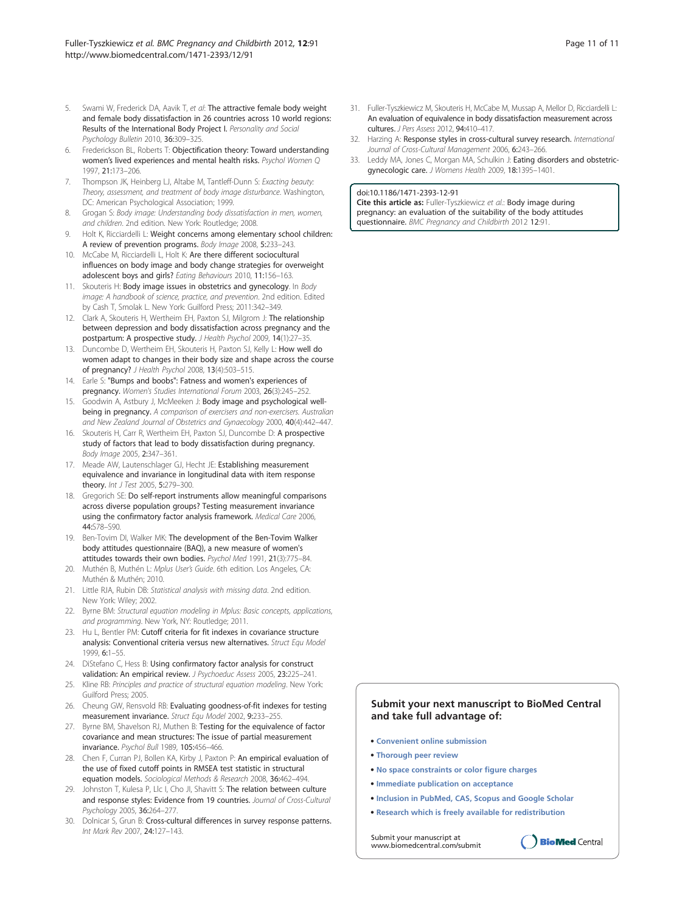5. Swami W, Frederick DA, Aavik T, *et al*: **The attractive female body weight and female body dissatisfaction in 26 countries across 10 world regions: Results of the International Body Project I.** *Personality and Social Psychology Bulletin* 2010, **36:**309–325.
6. Frederickson BL, Roberts T: **Objectification theory: Toward understanding women's lived experiences and mental health risks.** *Psychol Women Q* 1997, **21:**173–206.
7. Thompson JK, Heinberg LJ, Altabe M, Tantleff-Dunn S: *Exacting beauty: Theory, assessment, and treatment of body image disturbance*. Washington, DC: American Psychological Association; 1999.
8. Grogan S: *Body image: Understanding body dissatisfaction in men, women, and children*. 2nd edition. New York: Routledge; 2008.
9. Holt K, Ricciardelli L: **Weight concerns among elementary school children: A review of prevention programs.** *Body Image* 2008, **5:**233–243.
10. McCabe M, Ricciardelli L, Holt K: **Are there different sociocultural influences on body image and body change strategies for overweight adolescent boys and girls?** *Eating Behaviours* 2010, **11:**156–163.
11. Skouteris H: **Body image issues in obstetrics and gynecology.** In *Body image: A handbook of science, practice, and prevention*. 2nd edition. Edited by Cash T, Smolak L. New York: Guilford Press; 2011:342–349.
12. Clark A, Skouteris H, Wertheim EH, Paxton SJ, Milgrom J: **The relationship between depression and body dissatisfaction across pregnancy and the postpartum: A prospective study.** *J Health Psychol* 2009, **14**(1):27–35.
13. Duncombe D, Wertheim EH, Skouteris H, Paxton SJ, Kelly L: **How well do women adapt to changes in their body size and shape across the course of pregnancy?** *J Health Psychol* 2008, **13**(4):503–515.
14. Earle S: **"Bumps and boobs": Fatness and women's experiences of pregnancy.** *Women's Studies International Forum* 2003, **26**(3):245–252.
15. Goodwin A, Astbury J, McMeeken J: **Body image and psychological well-being in pregnancy.** *A comparison of exercisers and non-exercisers. Australian and New Zealand Journal of Obstetrics and Gynaecology* 2000, **40**(4):442–447.
16. Skouteris H, Carr R, Wertheim EH, Paxton SJ, Duncombe D: **A prospective study of factors that lead to body dissatisfaction during pregnancy.** *Body Image* 2005, **2:**347–361.
17. Meade AW, Lautenschlager GJ, Hecht JE: **Establishing measurement equivalence and invariance in longitudinal data with item response theory.** *Int J Test* 2005, **5:**279–300.
18. Gregorich SE: **Do self-report instruments allow meaningful comparisons across diverse population groups? Testing measurement invariance using the confirmatory factor analysis framework.** *Medical Care* 2006, **44:**S78–S90.
19. Ben-Tovim DI, Walker MK: **The development of the Ben-Tovim Walker body attitudes questionnaire (BAQ), a new measure of women's attitudes towards their own bodies.** *Psychol Med* 1991, **21**(3):775–84.
20. Muthén B, Muthén L: *Mplus User's Guide*. 6th edition. Los Angeles, CA: Muthén & Muthén; 2010.
21. Little RJA, Rubin DB: *Statistical analysis with missing data*. 2nd edition. New York: Wiley; 2002.
22. Byrne BM: *Structural equation modeling in Mplus: Basic concepts, applications, and programming*. New York, NY: Routledge; 2011.
23. Hu L, Bentler PM: **Cutoff criteria for fit indexes in covariance structure analysis: Conventional criteria versus new alternatives.** *Struct Equ Model* 1999, **6:**1–55.
24. DiStefano C, Hess B: **Using confirmatory factor analysis for construct validation: An empirical review.** *J Psychoeduc Assess* 2005, **23:**225–241.
25. Kline RB: *Principles and practice of structural equation modeling*. New York: Guilford Press; 2005.
26. Cheung GW, Rensvold RB: **Evaluating goodness-of-fit indexes for testing measurement invariance.** *Struct Equ Model* 2002, **9:**233–255.
27. Byrne BM, Shavelson RJ, Muthen B: **Testing for the equivalence of factor covariance and mean structures: The issue of partial measurement invariance.** *Psychol Bull* 1989, **105:**456–466.
28. Chen F, Curran PJ, Bollen KA, Kirby J, Paxton P: **An empirical evaluation of the use of fixed cutoff points in RMSEA test statistic in structural equation models.** *Sociological Methods & Research* 2008, **36:**462–494.
29. Johnston T, Kulesa P, Llc I, Cho JI, Shavitt S: **The relation between culture and response styles: Evidence from 19 countries.** *Journal of Cross-Cultural Psychology* 2005, **36:**264–277.
30. Dolnicar S, Grun B: **Cross-cultural differences in survey response patterns.** *Int Mark Rev* 2007, **24:**127–143.
31. Fuller-Tyszkiewicz M, Skouteris H, McCabe M, Mussap A, Mellor D, Ricciardelli L: **An evaluation of equivalence in body dissatisfaction measurement across cultures.** *J Pers Assess* 2012, **94:**410–417.
32. Harzing A: **Response styles in cross-cultural survey research.** *International Journal of Cross-Cultural Management* 2006, **6:**243–266.
33. Leddy MA, Jones C, Morgan MA, Schulkin J: **Eating disorders and obstetric-gynecologic care.** *J Womens Health* 2009, **18:**1395–1401.

doi:10.1186/1471-2393-12-91

**Cite this article as:** Fuller-Tyszkiewicz *et al.*: Body image during pregnancy: an evaluation of the suitability of the body attitudes questionnaire. *BMC Pregnancy and Childbirth* 2012 **12**:91.

**Submit your next manuscript to BioMed Central and take full advantage of:**

- **Convenient online submission**
- **Thorough peer review**
- **No space constraints or color figure charges**
- **Immediate publication on acceptance**
- **Inclusion in PubMed, CAS, Scopus and Google Scholar**
- **Research which is freely available for redistribution**

Submit your manuscript at
www.biomedcentral.com/submit

BioMed Central